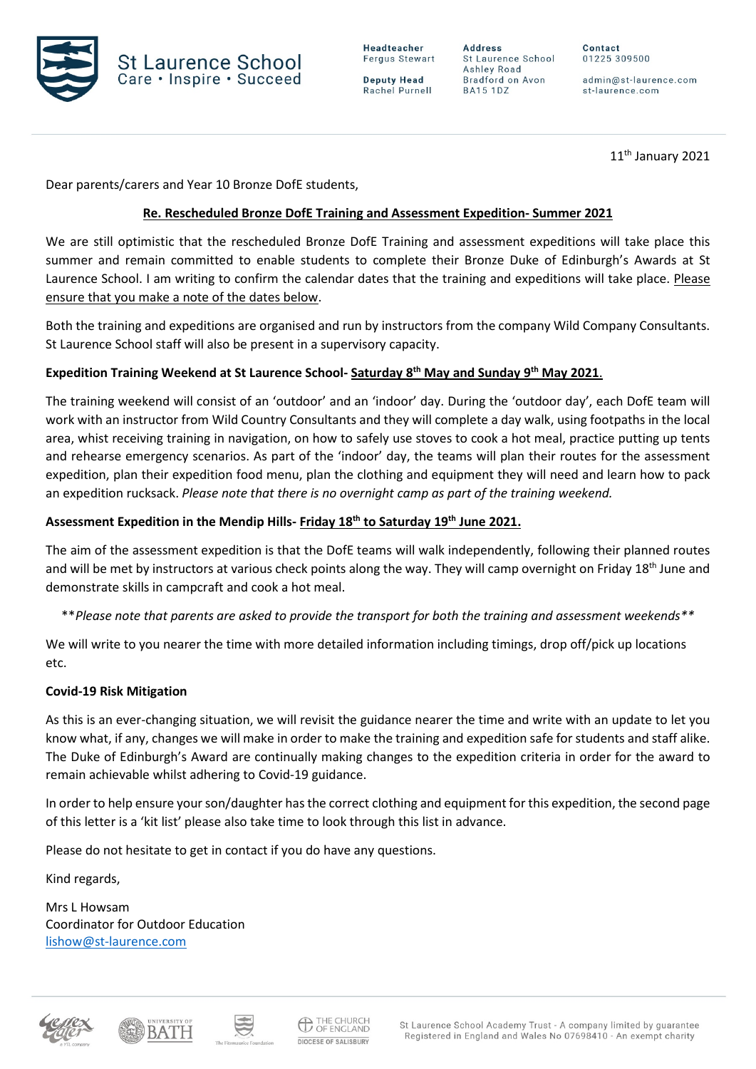St Laurence School
Care • Inspire • Succeed

**Headteacher**
Fergus Stewart

**Deputy Head**
Rachel Purnell

**Address**
St Laurence School
Ashley Road
Bradford on Avon
BA15 1DZ

**Contact**
01225 309500

admin@st-laurence.com
st-laurence.com

11th January 2021

Dear parents/carers and Year 10 Bronze DofE students,

**Re. Rescheduled Bronze DofE Training and Assessment Expedition- Summer 2021**

We are still optimistic that the rescheduled Bronze DofE Training and assessment expeditions will take place this summer and remain committed to enable students to complete their Bronze Duke of Edinburgh's Awards at St Laurence School. I am writing to confirm the calendar dates that the training and expeditions will take place. Please ensure that you make a note of the dates below.

Both the training and expeditions are organised and run by instructors from the company Wild Company Consultants. St Laurence School staff will also be present in a supervisory capacity.

**Expedition Training Weekend at St Laurence School- Saturday 8th May and Sunday 9th May 2021.**

The training weekend will consist of an 'outdoor' and an 'indoor' day. During the 'outdoor day', each DofE team will work with an instructor from Wild Country Consultants and they will complete a day walk, using footpaths in the local area, whist receiving training in navigation, on how to safely use stoves to cook a hot meal, practice putting up tents and rehearse emergency scenarios. As part of the 'indoor' day, the teams will plan their routes for the assessment expedition, plan their expedition food menu, plan the clothing and equipment they will need and learn how to pack an expedition rucksack. *Please note that there is no overnight camp as part of the training weekend.*

**Assessment Expedition in the Mendip Hills- Friday 18th to Saturday 19th June 2021.**

The aim of the assessment expedition is that the DofE teams will walk independently, following their planned routes and will be met by instructors at various check points along the way. They will camp overnight on Friday 18th June and demonstrate skills in campcraft and cook a hot meal.

\*\**Please note that parents are asked to provide the transport for both the training and assessment weekends*\*\*

We will write to you nearer the time with more detailed information including timings, drop off/pick up locations etc.

**Covid-19 Risk Mitigation**

As this is an ever-changing situation, we will revisit the guidance nearer the time and write with an update to let you know what, if any, changes we will make in order to make the training and expedition safe for students and staff alike. The Duke of Edinburgh's Award are continually making changes to the expedition criteria in order for the award to remain achievable whilst adhering to Covid-19 guidance.

In order to help ensure your son/daughter has the correct clothing and equipment for this expedition, the second page of this letter is a 'kit list' please also take time to look through this list in advance.

Please do not hesitate to get in contact if you do have any questions.

Kind regards,

Mrs L Howsam
Coordinator for Outdoor Education
lishow@st-laurence.com

St Laurence School Academy Trust - A company limited by guarantee
Registered in England and Wales No 07698410 - An exempt charity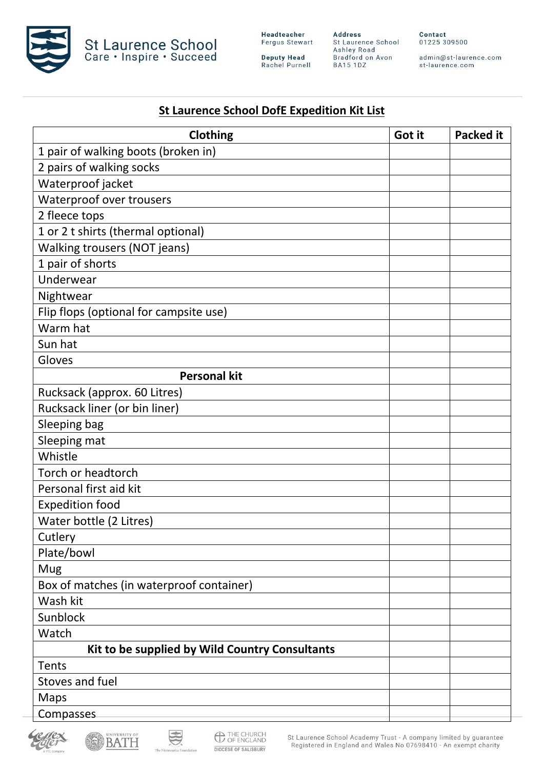St Laurence School
Care • Inspire • Succeed

**Headteacher**
Fergus Stewart

**Deputy Head**
Rachel Purnell

**Address**
St Laurence School
Ashley Road
Bradford on Avon
BA15 1DZ

**Contact**
01225 309500

admin@st-laurence.com
st-laurence.com

## St Laurence School DofE Expedition Kit List

| Clothing | Got it | Packed it |
|---|---|---|
| 1 pair of walking boots (broken in) | | |
| 2 pairs of walking socks | | |
| Waterproof jacket | | |
| Waterproof over trousers | | |
| 2 fleece tops | | |
| 1 or 2 t shirts (thermal optional) | | |
| Walking trousers (NOT jeans) | | |
| 1 pair of shorts | | |
| Underwear | | |
| Nightwear | | |
| Flip flops (optional for campsite use) | | |
| Warm hat | | |
| Sun hat | | |
| Gloves | | |
| **Personal kit** | | |
| Rucksack (approx. 60 Litres) | | |
| Rucksack liner (or bin liner) | | |
| Sleeping bag | | |
| Sleeping mat | | |
| Whistle | | |
| Torch or headtorch | | |
| Personal first aid kit | | |
| Expedition food | | |
| Water bottle (2 Litres) | | |
| Cutlery | | |
| Plate/bowl | | |
| Mug | | |
| Box of matches (in waterproof container) | | |
| Wash kit | | |
| Sunblock | | |
| Watch | | |
| **Kit to be supplied by Wild Country Consultants** | | |
| Tents | | |
| Stoves and fuel | | |
| Maps | | |
| Compasses | | |

St Laurence School Academy Trust - A company limited by guarantee
Registered in England and Wales No 07698410 - An exempt charity